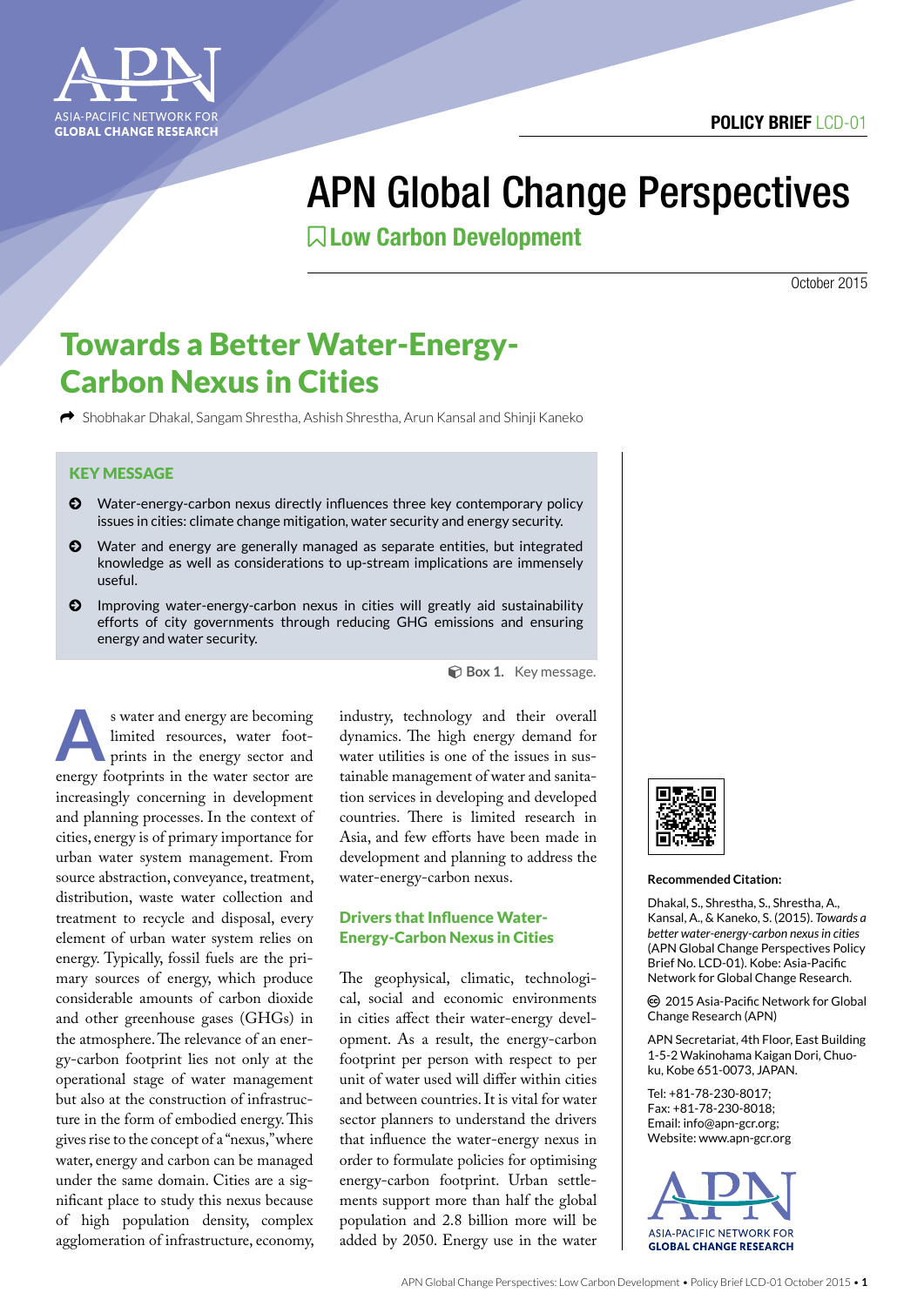POLICY BRIEF LCD-01

# APN Global Change Perspectives

## Low Carbon Development

October 2015

# Towards a Better Water-Energy-Carbon Nexus in Cities

Shobhakar Dhakal, Sangam Shrestha, Ashish Shrestha, Arun Kansal and Shinji Kaneko

### KEY MESSAGE

- Water-energy-carbon nexus directly influences three key contemporary policy issues in cities: climate change mitigation, water security and energy security.
- Water and energy are generally managed as separate entities, but integrated knowledge as well as considerations to up-stream implications are immensely useful.
- Improving water-energy-carbon nexus in cities will greatly aid sustainability efforts of city governments through reducing GHG emissions and ensuring energy and water security.

**Box 1.** Key message.

As water and energy are becoming limited resources, water footprints in the energy sector and energy footprints in the water sector are increasingly concerning in development and planning processes. In the context of cities, energy is of primary importance for urban water system management. From source abstraction, conveyance, treatment, distribution, waste water collection and treatment to recycle and disposal, every element of urban water system relies on energy. Typically, fossil fuels are the primary sources of energy, which produce considerable amounts of carbon dioxide and other greenhouse gases (GHGs) in the atmosphere. The relevance of an energy-carbon footprint lies not only at the operational stage of water management but also at the construction of infrastructure in the form of embodied energy. This gives rise to the concept of a "nexus," where water, energy and carbon can be managed under the same domain. Cities are a significant place to study this nexus because of high population density, complex agglomeration of infrastructure, economy, industry, technology and their overall dynamics. The high energy demand for water utilities is one of the issues in sustainable management of water and sanitation services in developing and developed countries. There is limited research in Asia, and few efforts have been made in development and planning to address the water-energy-carbon nexus.

### Drivers that Influence Water-Energy-Carbon Nexus in Cities

The geophysical, climatic, technological, social and economic environments in cities affect their water-energy development. As a result, the energy-carbon footprint per person with respect to per unit of water used will differ within cities and between countries. It is vital for water sector planners to understand the drivers that influence the water-energy nexus in order to formulate policies for optimising energy-carbon footprint. Urban settlements support more than half the global population and 2.8 billion more will be added by 2050. Energy use in the water

**Recommended Citation:**

Dhakal, S., Shrestha, S., Shrestha, A., Kansal, A., & Kaneko, S. (2015). *Towards a better water-energy-carbon nexus in cities* (APN Global Change Perspectives Policy Brief No. LCD-01). Kobe: Asia-Pacific Network for Global Change Research.

© 2015 Asia-Pacific Network for Global Change Research (APN)

APN Secretariat, 4th Floor, East Building
1-5-2 Wakinohama Kaigan Dori, Chuo-ku, Kobe 651-0073, JAPAN.

Tel: +81-78-230-8017;
Fax: +81-78-230-8018;
Email: info@apn-gcr.org;
Website: www.apn-gcr.org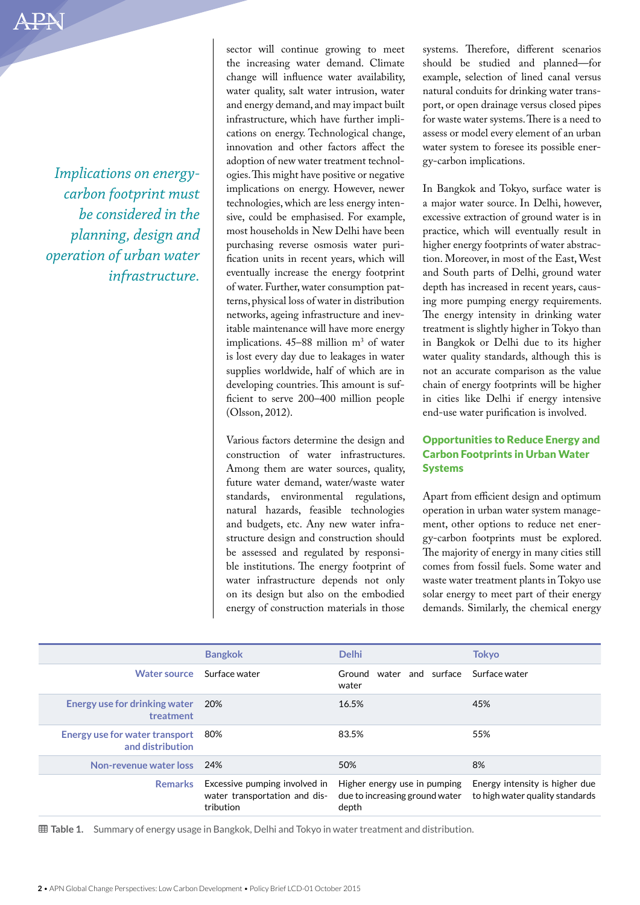*Implications on energy-carbon footprint must be considered in the planning, design and operation of urban water infrastructure.*

sector will continue growing to meet the increasing water demand. Climate change will influence water availability, water quality, salt water intrusion, water and energy demand, and may impact built infrastructure, which have further implications on energy. Technological change, innovation and other factors affect the adoption of new water treatment technologies. This might have positive or negative implications on energy. However, newer technologies, which are less energy intensive, could be emphasised. For example, most households in New Delhi have been purchasing reverse osmosis water purification units in recent years, which will eventually increase the energy footprint of water. Further, water consumption patterns, physical loss of water in distribution networks, ageing infrastructure and inevitable maintenance will have more energy implications. 45–88 million m$^3$ of water is lost every day due to leakages in water supplies worldwide, half of which are in developing countries. This amount is sufficient to serve 200–400 million people (Olsson, 2012).

Various factors determine the design and construction of water infrastructures. Among them are water sources, quality, future water demand, water/waste water standards, environmental regulations, natural hazards, feasible technologies and budgets, etc. Any new water infrastructure design and construction should be assessed and regulated by responsible institutions. The energy footprint of water infrastructure depends not only on its design but also on the embodied energy of construction materials in those systems. Therefore, different scenarios should be studied and planned—for example, selection of lined canal versus natural conduits for drinking water transport, or open drainage versus closed pipes for waste water systems. There is a need to assess or model every element of an urban water system to foresee its possible energy-carbon implications.

In Bangkok and Tokyo, surface water is a major water source. In Delhi, however, excessive extraction of ground water is in practice, which will eventually result in higher energy footprints of water abstraction. Moreover, in most of the East, West and South parts of Delhi, ground water depth has increased in recent years, causing more pumping energy requirements. The energy intensity in drinking water treatment is slightly higher in Tokyo than in Bangkok or Delhi due to its higher water quality standards, although this is not an accurate comparison as the value chain of energy footprints will be higher in cities like Delhi if energy intensive end-use water purification is involved.

## Opportunities to Reduce Energy and Carbon Footprints in Urban Water Systems

Apart from efficient design and optimum operation in urban water system management, other options to reduce net energy-carbon footprints must be explored. The majority of energy in many cities still comes from fossil fuels. Some water and waste water treatment plants in Tokyo use solar energy to meet part of their energy demands. Similarly, the chemical energy

| | Bangkok | Delhi | Tokyo |
|---|---|---|---|
| Water source | Surface water | Ground water and surface water | Surface water |
| Energy use for drinking water treatment | 20% | 16.5% | 45% |
| Energy use for water transport and distribution | 80% | 83.5% | 55% |
| Non-revenue water loss | 24% | 50% | 8% |
| Remarks | Excessive pumping involved in water transportation and distribution | Higher energy use in pumping due to increasing ground water depth | Energy intensity is higher due to high water quality standards |

**Table 1.** Summary of energy usage in Bangkok, Delhi and Tokyo in water treatment and distribution.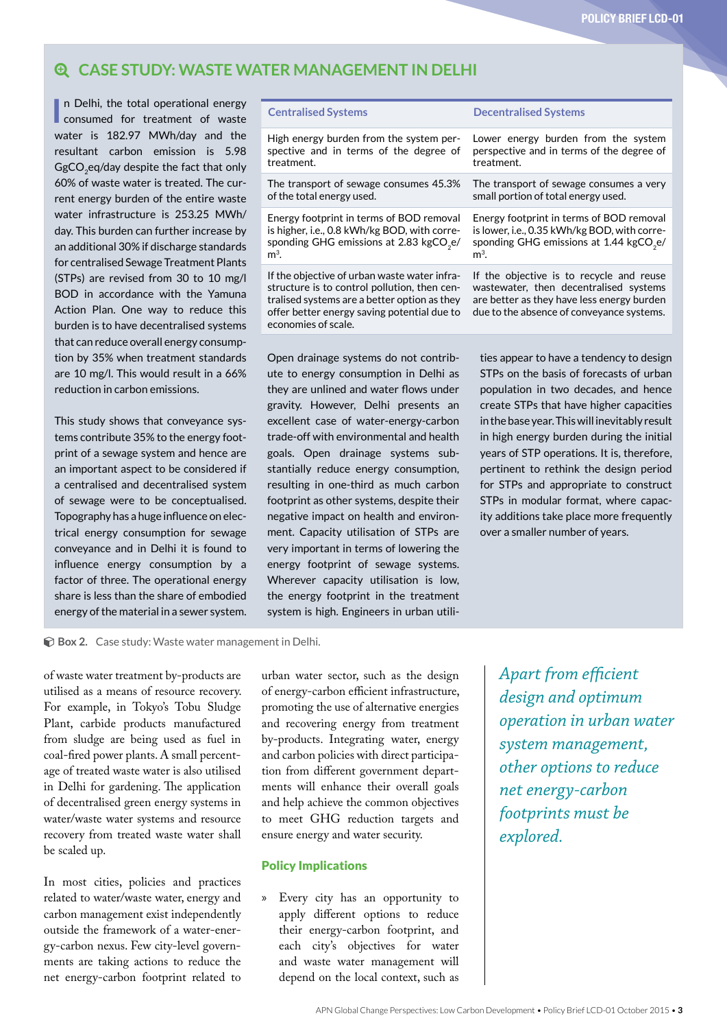## CASE STUDY: WASTE WATER MANAGEMENT IN DELHI

In Delhi, the total operational energy consumed for treatment of waste water is 182.97 MWh/day and the resultant carbon emission is 5.98 $GgCO_2eq$/day despite the fact that only 60% of waste water is treated. The current energy burden of the entire waste water infrastructure is 253.25 MWh/day. This burden can further increase by an additional 30% if discharge standards for centralised Sewage Treatment Plants (STPs) are revised from 30 to 10 mg/l BOD in accordance with the Yamuna Action Plan. One way to reduce this burden is to have decentralised systems that can reduce overall energy consumption by 35% when treatment standards are 10 mg/l. This would result in a 66% reduction in carbon emissions.

This study shows that conveyance systems contribute 35% to the energy footprint of a sewage system and hence are an important aspect to be considered if a centralised and decentralised system of sewage were to be conceptualised. Topography has a huge influence on electrical energy consumption for sewage conveyance and in Delhi it is found to influence energy consumption by a factor of three. The operational energy share is less than the share of embodied energy of the material in a sewer system.

| Centralised Systems | Decentralised Systems |
|---|---|
| High energy burden from the system perspective and in terms of the degree of treatment. | Lower energy burden from the system perspective and in terms of the degree of treatment. |
| The transport of sewage consumes 45.3% of the total energy used. | The transport of sewage consumes a very small portion of total energy used. |
| Energy footprint in terms of BOD removal is higher, i.e., 0.8 kWh/kg BOD, with corresponding GHG emissions at 2.83 $kgCO_2e/m^3$. | Energy footprint in terms of BOD removal is lower, i.e., 0.35 kWh/kg BOD, with corresponding GHG emissions at 1.44 $kgCO_2e/m^3$. |
| If the objective of urban waste water infrastructure is to control pollution, then centralised systems are a better option as they offer better energy saving potential due to economies of scale. | If the objective is to recycle and reuse wastewater, then decentralised systems are better as they have less energy burden due to the absence of conveyance systems. |

Open drainage systems do not contribute to energy consumption in Delhi as they are unlined and water flows under gravity. However, Delhi presents an excellent case of water-energy-carbon trade-off with environmental and health goals. Open drainage systems substantially reduce energy consumption, resulting in one-third as much carbon footprint as other systems, despite their negative impact on health and environment. Capacity utilisation of STPs are very important in terms of lowering the energy footprint of sewage systems. Wherever capacity utilisation is low, the energy footprint in the treatment system is high. Engineers in urban utilities appear to have a tendency to design STPs on the basis of forecasts of urban population in two decades, and hence create STPs that have higher capacities in the base year. This will inevitably result in high energy burden during the initial years of STP operations. It is, therefore, pertinent to rethink the design period for STPs and appropriate to construct STPs in modular format, where capacity additions take place more frequently over a smaller number of years.

**Box 2.** Case study: Waste water management in Delhi.

of waste water treatment by-products are utilised as a means of resource recovery. For example, in Tokyo's Tobu Sludge Plant, carbide products manufactured from sludge are being used as fuel in coal-fired power plants. A small percentage of treated waste water is also utilised in Delhi for gardening. The application of decentralised green energy systems in water/waste water systems and resource recovery from treated waste water shall be scaled up.

In most cities, policies and practices related to water/waste water, energy and carbon management exist independently outside the framework of a water-energy-carbon nexus. Few city-level governments are taking actions to reduce the net energy-carbon footprint related to urban water sector, such as the design of energy-carbon efficient infrastructure, promoting the use of alternative energies and recovering energy from treatment by-products. Integrating water, energy and carbon policies with direct participation from different government departments will enhance their overall goals and help achieve the common objectives to meet GHG reduction targets and ensure energy and water security.

*Apart from efficient design and optimum operation in urban water system management, other options to reduce net energy-carbon footprints must be explored.*

### Policy Implications

- Every city has an opportunity to apply different options to reduce their energy-carbon footprint, and each city's objectives for water and waste water management will depend on the local context, such as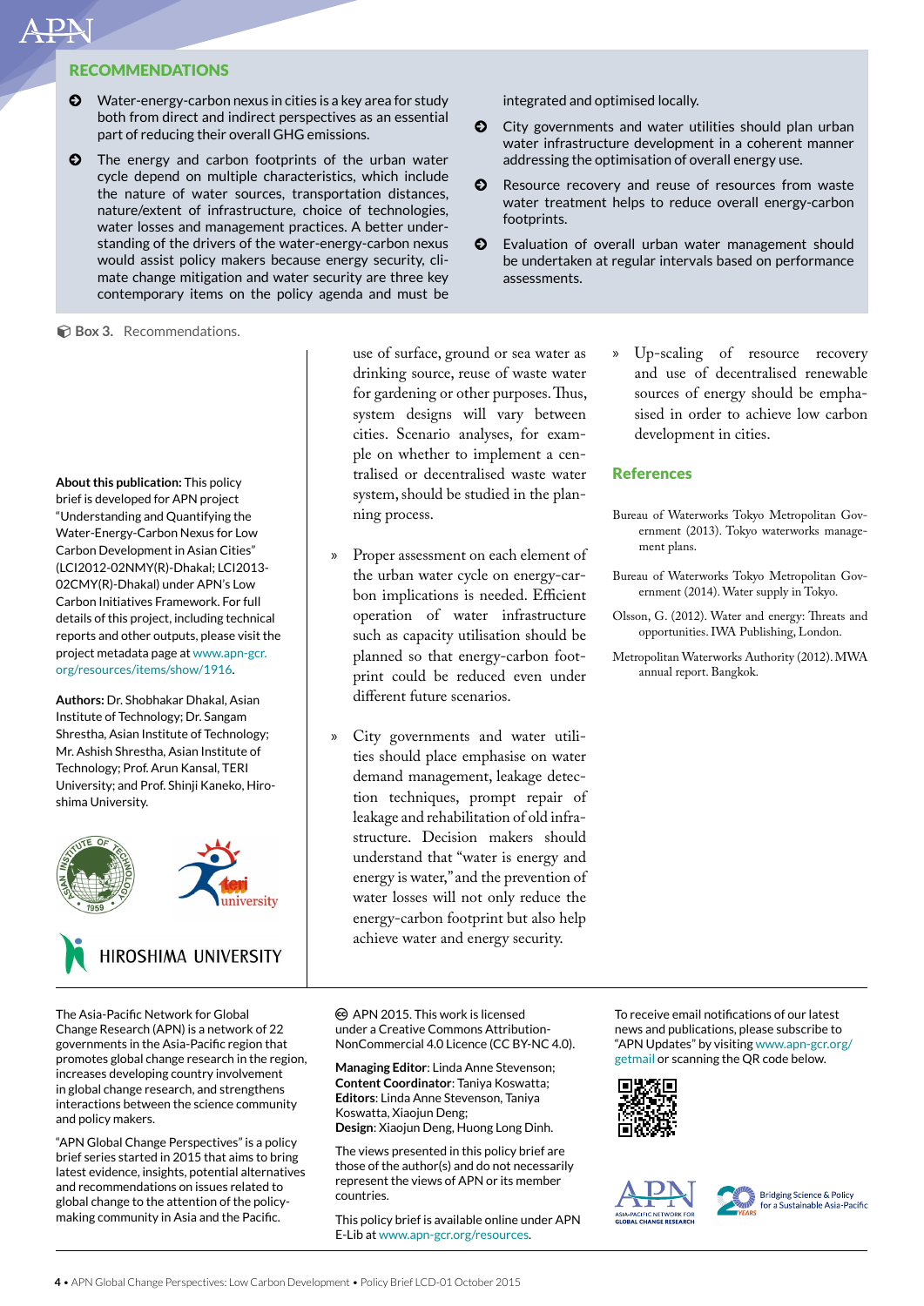## RECOMMENDATIONS

- Water-energy-carbon nexus in cities is a key area for study both from direct and indirect perspectives as an essential part of reducing their overall GHG emissions.
- The energy and carbon footprints of the urban water cycle depend on multiple characteristics, which include the nature of water sources, transportation distances, nature/extent of infrastructure, choice of technologies, water losses and management practices. A better understanding of the drivers of the water-energy-carbon nexus would assist policy makers because energy security, climate change mitigation and water security are three key contemporary items on the policy agenda and must be integrated and optimised locally.
- City governments and water utilities should plan urban water infrastructure development in a coherent manner addressing the optimisation of overall energy use.
- Resource recovery and reuse of resources from waste water treatment helps to reduce overall energy-carbon footprints.
- Evaluation of overall urban water management should be undertaken at regular intervals based on performance assessments.

**Box 3.** Recommendations.

use of surface, ground or sea water as drinking source, reuse of waste water for gardening or other purposes. Thus, system designs will vary between cities. Scenario analyses, for example on whether to implement a centralised or decentralised waste water system, should be studied in the planning process.

» Proper assessment on each element of the urban water cycle on energy-carbon implications is needed. Efficient operation of water infrastructure such as capacity utilisation should be planned so that energy-carbon footprint could be reduced even under different future scenarios.

» City governments and water utilities should place emphasise on water demand management, leakage detection techniques, prompt repair of leakage and rehabilitation of old infrastructure. Decision makers should understand that "water is energy and energy is water," and the prevention of water losses will not only reduce the energy-carbon footprint but also help achieve water and energy security.

» Up-scaling of resource recovery and use of decentralised renewable sources of energy should be emphasised in order to achieve low carbon development in cities.

## References

Bureau of Waterworks Tokyo Metropolitan Government (2013). Tokyo waterworks management plans.

Bureau of Waterworks Tokyo Metropolitan Government (2014). Water supply in Tokyo.

Olsson, G. (2012). Water and energy: Threats and opportunities. IWA Publishing, London.

Metropolitan Waterworks Authority (2012). MWA annual report. Bangkok.

**About this publication:** This policy brief is developed for APN project "Understanding and Quantifying the Water-Energy-Carbon Nexus for Low Carbon Development in Asian Cities" (LCI2012-02NMY(R)-Dhakal; LCI2013-02CMY(R)-Dhakal) under APN's Low Carbon Initiatives Framework. For full details of this project, including technical reports and other outputs, please visit the project metadata page at www.apn-gcr.org/resources/items/show/1916.

**Authors:** Dr. Shobhakar Dhakal, Asian Institute of Technology; Dr. Sangam Shrestha, Asian Institute of Technology; Mr. Ashish Shrestha, Asian Institute of Technology; Prof. Arun Kansal, TERI University; and Prof. Shinji Kaneko, Hiroshima University.

The Asia-Pacific Network for Global Change Research (APN) is a network of 22 governments in the Asia-Pacific region that promotes global change research in the region, increases developing country involvement in global change research, and strengthens interactions between the science community and policy makers.

"APN Global Change Perspectives" is a policy brief series started in 2015 that aims to bring latest evidence, insights, potential alternatives and recommendations on issues related to global change to the attention of the policy-making community in Asia and the Pacific.

© APN 2015. This work is licensed under a Creative Commons Attribution-NonCommercial 4.0 Licence (CC BY-NC 4.0).

**Managing Editor**: Linda Anne Stevenson; **Content Coordinator**: Taniya Koswatta; **Editors**: Linda Anne Stevenson, Taniya Koswatta, Xiaojun Deng; **Design**: Xiaojun Deng, Huong Long Dinh.

The views presented in this policy brief are those of the author(s) and do not necessarily represent the views of APN or its member countries.

This policy brief is available online under APN E-Lib at www.apn-gcr.org/resources.

To receive email notifications of our latest news and publications, please subscribe to "APN Updates" by visiting www.apn-gcr.org/getmail or scanning the QR code below.